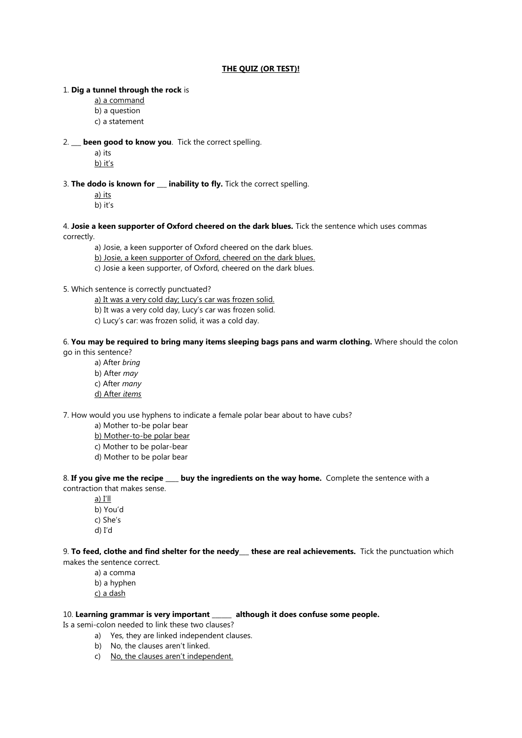# **<u>THE QUIZ (OR TEST)!</u>**

1. **Dig a tunnel through the rock** is

   <u>a) a command</u>
   b) a question
   c) a statement

2. ___ **been good to know you**. Tick the correct spelling.

   a) its
   <u>b) it's</u>

3. **The dodo is known for ___ inability to fly.** Tick the correct spelling.

   <u>a) its</u>
   b) it's

4. **Josie a keen supporter of Oxford cheered on the dark blues.** Tick the sentence which uses commas correctly.

   a) Josie, a keen supporter of Oxford cheered on the dark blues.
   <u>b) Josie, a keen supporter of Oxford, cheered on the dark blues.</u>
   c) Josie a keen supporter, of Oxford, cheered on the dark blues.

5. Which sentence is correctly punctuated?

   <u>a) It was a very cold day; Lucy's car was frozen solid.</u>
   b) It was a very cold day, Lucy's car was frozen solid.
   c) Lucy's car: was frozen solid, it was a cold day.

6. **You may be required to bring many items sleeping bags pans and warm clothing.** Where should the colon go in this sentence?

   a) After *bring*
   b) After *may*
   c) After *many*
   <u>d) After *items*</u>

7. How would you use hyphens to indicate a female polar bear about to have cubs?

   a) Mother to-be polar bear
   <u>b) Mother-to-be polar bear</u>
   c) Mother to be polar-bear
   d) Mother to be polar bear

8. **If you give me the recipe ____ buy the ingredients on the way home.** Complete the sentence with a contraction that makes sense.

   <u>a) I'll</u>
   b) You'd
   c) She's
   d) I'd

9. **To feed, clothe and find shelter for the needy___ these are real achievements.** Tick the punctuation which makes the sentence correct.

   a) a comma
   b) a hyphen
   <u>c) a dash</u>

10. **Learning grammar is very important ______ although it does confuse some people.**
    Is a semi-colon needed to link these two clauses?

    a) Yes, they are linked independent clauses.
    b) No, the clauses aren't linked.
    c) <u>No, the clauses aren't independent.</u>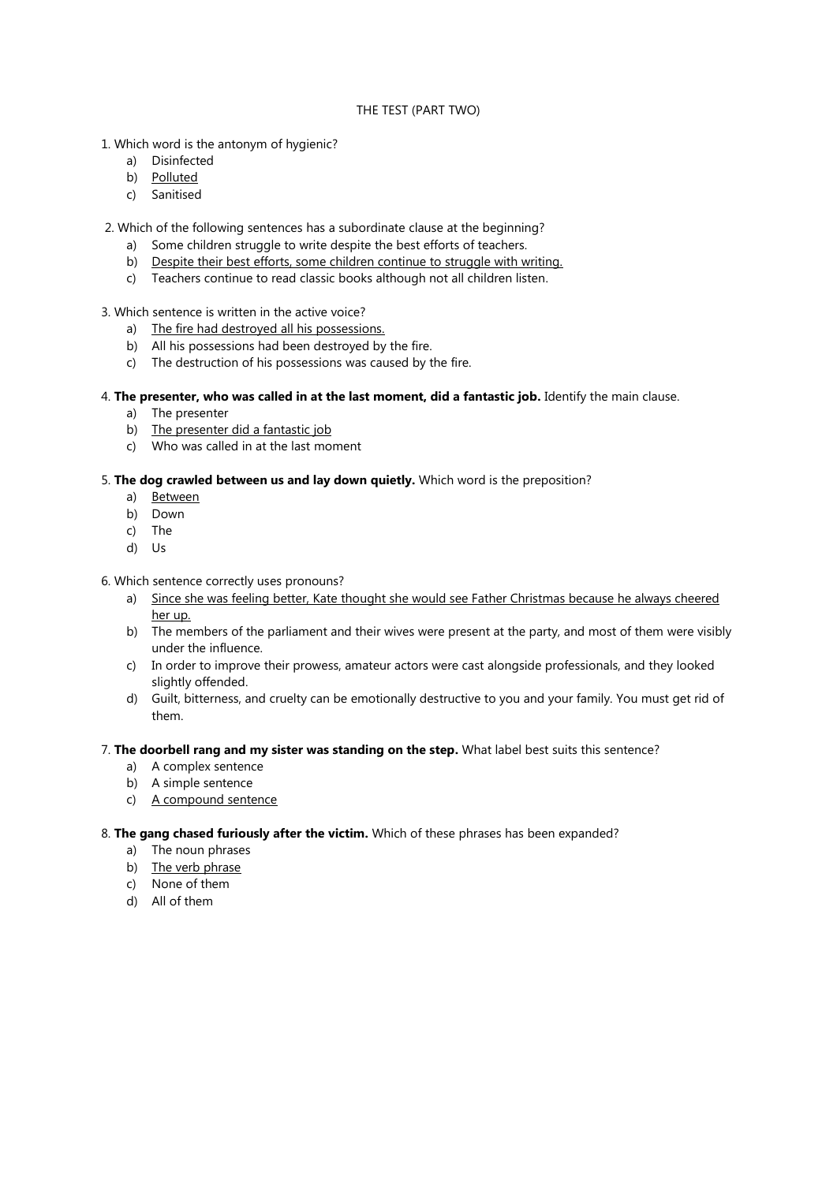THE TEST (PART TWO)

1. Which word is the antonym of hygienic?
   a) Disinfected
   b) <u>Polluted</u>
   c) Sanitised

2. Which of the following sentences has a subordinate clause at the beginning?
   a) Some children struggle to write despite the best efforts of teachers.
   b) <u>Despite their best efforts, some children continue to struggle with writing.</u>
   c) Teachers continue to read classic books although not all children listen.

3. Which sentence is written in the active voice?
   a) <u>The fire had destroyed all his possessions.</u>
   b) All his possessions had been destroyed by the fire.
   c) The destruction of his possessions was caused by the fire.

4. **The presenter, who was called in at the last moment, did a fantastic job.** Identify the main clause.
   a) The presenter
   b) <u>The presenter did a fantastic job</u>
   c) Who was called in at the last moment

5. **The dog crawled between us and lay down quietly.** Which word is the preposition?
   a) <u>Between</u>
   b) Down
   c) The
   d) Us

6. Which sentence correctly uses pronouns?
   a) <u>Since she was feeling better, Kate thought she would see Father Christmas because he always cheered her up.</u>
   b) The members of the parliament and their wives were present at the party, and most of them were visibly under the influence.
   c) In order to improve their prowess, amateur actors were cast alongside professionals, and they looked slightly offended.
   d) Guilt, bitterness, and cruelty can be emotionally destructive to you and your family. You must get rid of them.

7. **The doorbell rang and my sister was standing on the step.** What label best suits this sentence?
   a) A complex sentence
   b) A simple sentence
   c) <u>A compound sentence</u>

8. **The gang chased furiously after the victim.** Which of these phrases has been expanded?
   a) The noun phrases
   b) <u>The verb phrase</u>
   c) None of them
   d) All of them